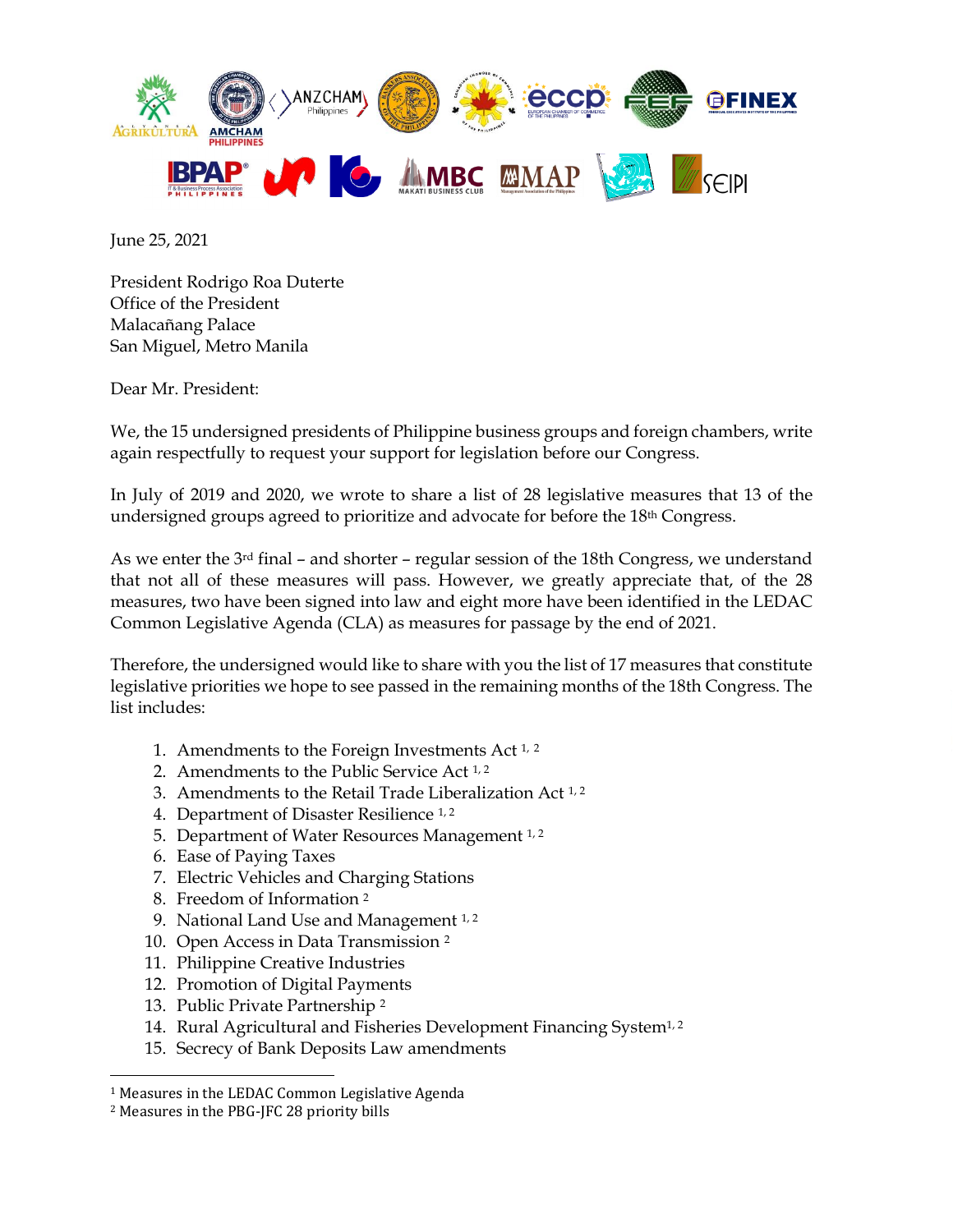June 25, 2021

President Rodrigo Roa Duterte
Office of the President
Malacañang Palace
San Miguel, Metro Manila

Dear Mr. President:

We, the 15 undersigned presidents of Philippine business groups and foreign chambers, write again respectfully to request your support for legislation before our Congress.

In July of 2019 and 2020, we wrote to share a list of 28 legislative measures that 13 of the undersigned groups agreed to prioritize and advocate for before the 18th Congress.

As we enter the 3rd final – and shorter – regular session of the 18th Congress, we understand that not all of these measures will pass. However, we greatly appreciate that, of the 28 measures, two have been signed into law and eight more have been identified in the LEDAC Common Legislative Agenda (CLA) as measures for passage by the end of 2021.

Therefore, the undersigned would like to share with you the list of 17 measures that constitute legislative priorities we hope to see passed in the remaining months of the 18th Congress. The list includes:

1. Amendments to the Foreign Investments Act [1, 2]
2. Amendments to the Public Service Act [1, 2]
3. Amendments to the Retail Trade Liberalization Act [1, 2]
4. Department of Disaster Resilience [1, 2]
5. Department of Water Resources Management [1, 2]
6. Ease of Paying Taxes
7. Electric Vehicles and Charging Stations
8. Freedom of Information [2]
9. National Land Use and Management [1, 2]
10. Open Access in Data Transmission [2]
11. Philippine Creative Industries
12. Promotion of Digital Payments
13. Public Private Partnership [2]
14. Rural Agricultural and Fisheries Development Financing System[1, 2]
15. Secrecy of Bank Deposits Law amendments

[1] Measures in the LEDAC Common Legislative Agenda
[2] Measures in the PBG-JFC 28 priority bills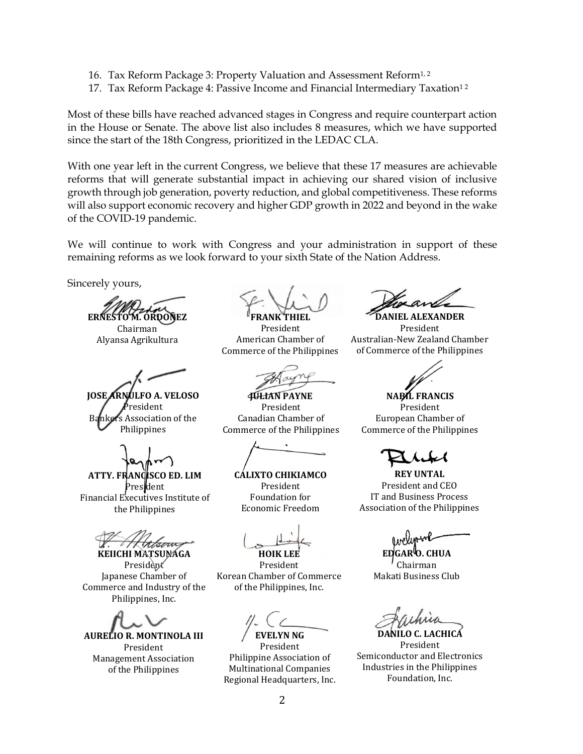16. Tax Reform Package 3: Property Valuation and Assessment Reform[1, 2]
17. Tax Reform Package 4: Passive Income and Financial Intermediary Taxation[1 2]

Most of these bills have reached advanced stages in Congress and require counterpart action in the House or Senate. The above list also includes 8 measures, which we have supported since the start of the 18th Congress, prioritized in the LEDAC CLA.

With one year left in the current Congress, we believe that these 17 measures are achievable reforms that will generate substantial impact in achieving our shared vision of inclusive growth through job generation, poverty reduction, and global competitiveness. These reforms will also support economic recovery and higher GDP growth in 2022 and beyond in the wake of the COVID-19 pandemic.

We will continue to work with Congress and your administration in support of these remaining reforms as we look forward to your sixth State of the Nation Address.

Sincerely yours,

**ERNESTO M. ORDOÑEZ**
Chairman
Alyansa Agrikultura

**FRANK THIEL**
President
American Chamber of Commerce of the Philippines

**DANIEL ALEXANDER**
President
Australian-New Zealand Chamber of Commerce of the Philippines

**JOSE ARNULFO A. VELOSO**
President
Bankers Association of the Philippines

**JULIAN PAYNE**
President
Canadian Chamber of Commerce of the Philippines

**NABIL FRANCIS**
President
European Chamber of Commerce of the Philippines

**ATTY. FRANCISCO ED. LIM**
President
Financial Executives Institute of the Philippines

**CALIXTO CHIKIAMCO**
President
Foundation for Economic Freedom

**REY UNTAL**
President and CEO
IT and Business Process Association of the Philippines

**KEIICHI MATSUNAGA**
President
Japanese Chamber of Commerce and Industry of the Philippines, Inc.

**HOIK LEE**
President
Korean Chamber of Commerce of the Philippines, Inc.

**EDGAR O. CHUA**
Chairman
Makati Business Club

**AURELIO R. MONTINOLA III**
President
Management Association of the Philippines

**EVELYN NG**
President
Philippine Association of Multinational Companies Regional Headquarters, Inc.

**DANILO C. LACHICA**
President
Semiconductor and Electronics Industries in the Philippines Foundation, Inc.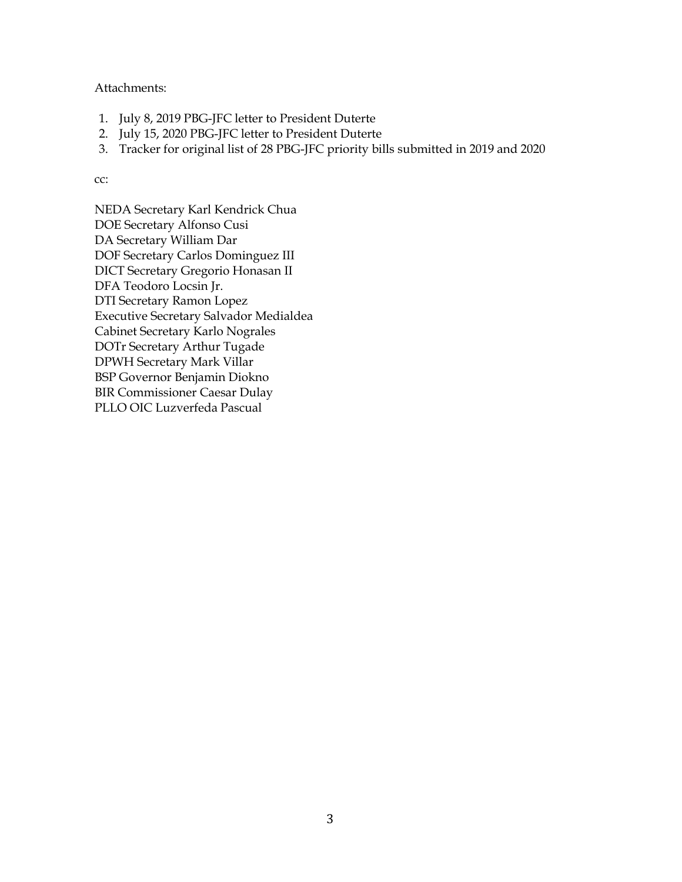Attachments:

1. July 8, 2019 PBG-JFC letter to President Duterte
2. July 15, 2020 PBG-JFC letter to President Duterte
3. Tracker for original list of 28 PBG-JFC priority bills submitted in 2019 and 2020

cc:

NEDA Secretary Karl Kendrick Chua  
DOE Secretary Alfonso Cusi  
DA Secretary William Dar  
DOF Secretary Carlos Dominguez III  
DICT Secretary Gregorio Honasan II  
DFA Teodoro Locsin Jr.  
DTI Secretary Ramon Lopez  
Executive Secretary Salvador Medialdea  
Cabinet Secretary Karlo Nograles  
DOTr Secretary Arthur Tugade  
DPWH Secretary Mark Villar  
BSP Governor Benjamin Diokno  
BIR Commissioner Caesar Dulay  
PLLO OIC Luzverfeda Pascual